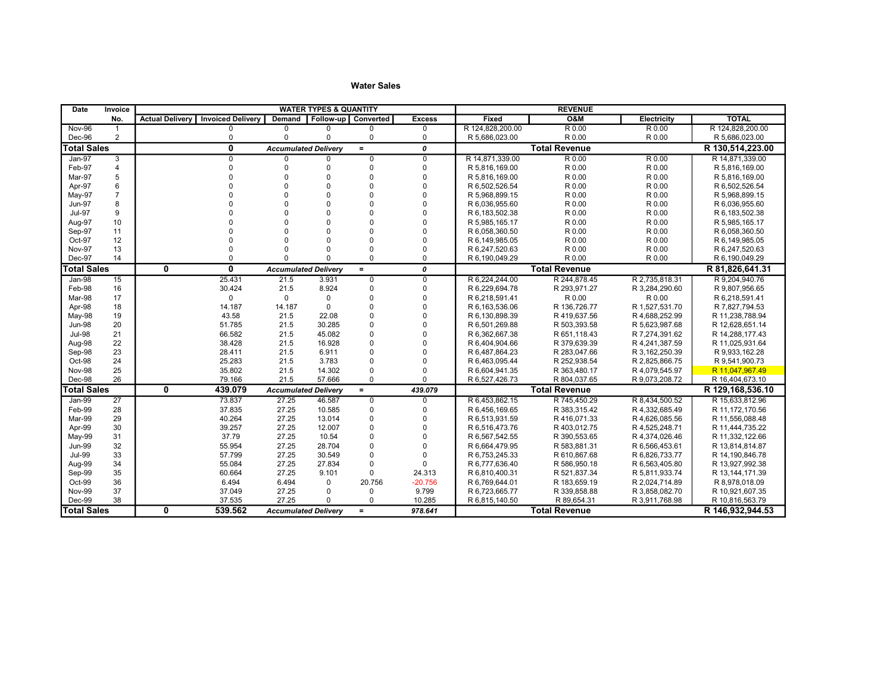# Water Sales

| Date | Invoice No. | Actual Delivery | Invoiced Delivery | Demand | Follow-up | Converted | Excess | Fixed | O&M | Electricity | TOTAL |
|---|---|---|---|---|---|---|---|---|---|---|---|
| | | WATER TYPES & QUANTITY | | | | | | REVENUE | | | |
| Nov-96 | 1 | | 0 | 0 | 0 | 0 | 0 | R 124,828,200.00 | R 0.00 | R 0.00 | R 124,828,200.00 |
| Dec-96 | 2 | | 0 | 0 | 0 | 0 | 0 | R 5,686,023.00 | R 0.00 | R 0.00 | R 5,686,023.00 |
| **Total Sales** | | | **0** | ***Accumulated Delivery*** | | **=** | ***0*** | **Total Revenue** | | | **R 130,514,223.00** |
| Jan-97 | 3 | | 0 | 0 | 0 | 0 | 0 | R 14,871,339.00 | R 0.00 | R 0.00 | R 14,871,339.00 |
| Feb-97 | 4 | | 0 | 0 | 0 | 0 | 0 | R 5,816,169.00 | R 0.00 | R 0.00 | R 5,816,169.00 |
| Mar-97 | 5 | | 0 | 0 | 0 | 0 | 0 | R 5,816,169.00 | R 0.00 | R 0.00 | R 5,816,169.00 |
| Apr-97 | 6 | | 0 | 0 | 0 | 0 | 0 | R 6,502,526.54 | R 0.00 | R 0.00 | R 6,502,526.54 |
| May-97 | 7 | | 0 | 0 | 0 | 0 | 0 | R 5,968,899.15 | R 0.00 | R 0.00 | R 5,968,899.15 |
| Jun-97 | 8 | | 0 | 0 | 0 | 0 | 0 | R 6,036,955.60 | R 0.00 | R 0.00 | R 6,036,955.60 |
| Jul-97 | 9 | | 0 | 0 | 0 | 0 | 0 | R 6,183,502.38 | R 0.00 | R 0.00 | R 6,183,502.38 |
| Aug-97 | 10 | | 0 | 0 | 0 | 0 | 0 | R 5,985,165.17 | R 0.00 | R 0.00 | R 5,985,165.17 |
| Sep-97 | 11 | | 0 | 0 | 0 | 0 | 0 | R 6,058,360.50 | R 0.00 | R 0.00 | R 6,058,360.50 |
| Oct-97 | 12 | | 0 | 0 | 0 | 0 | 0 | R 6,149,985.05 | R 0.00 | R 0.00 | R 6,149,985.05 |
| Nov-97 | 13 | | 0 | 0 | 0 | 0 | 0 | R 6,247,520.63 | R 0.00 | R 0.00 | R 6,247,520.63 |
| Dec-97 | 14 | | 0 | 0 | 0 | 0 | 0 | R 6,190,049.29 | R 0.00 | R 0.00 | R 6,190,049.29 |
| **Total Sales** | | **0** | **0** | ***Accumulated Delivery*** | | **=** | ***0*** | **Total Revenue** | | | **R 81,826,641.31** |
| Jan-98 | 15 | | 25.431 | 21.5 | 3.931 | 0 | 0 | R 6,224,244.00 | R 244,878.45 | R 2,735,818.31 | R 9,204,940.76 |
| Feb-98 | 16 | | 30.424 | 21.5 | 8.924 | 0 | 0 | R 6,229,694.78 | R 293,971.27 | R 3,284,290.60 | R 9,807,956.65 |
| Mar-98 | 17 | | 0 | 0 | 0 | 0 | 0 | R 6,218,591.41 | R 0.00 | R 0.00 | R 6,218,591.41 |
| Apr-98 | 18 | | 14.187 | 14.187 | 0 | 0 | 0 | R 6,163,536.06 | R 136,726.77 | R 1,527,531.70 | R 7,827,794.53 |
| May-98 | 19 | | 43.58 | 21.5 | 22.08 | 0 | 0 | R 6,130,898.39 | R 419,637.56 | R 4,688,252.99 | R 11,238,788.94 |
| Jun-98 | 20 | | 51.785 | 21.5 | 30.285 | 0 | 0 | R 6,501,269.88 | R 503,393.58 | R 5,623,987.68 | R 12,628,651.14 |
| Jul-98 | 21 | | 66.582 | 21.5 | 45.082 | 0 | 0 | R 6,362,667.38 | R 651,118.43 | R 7,274,391.62 | R 14,288,177.43 |
| Aug-98 | 22 | | 38.428 | 21.5 | 16.928 | 0 | 0 | R 6,404,904.66 | R 379,639.39 | R 4,241,387.59 | R 11,025,931.64 |
| Sep-98 | 23 | | 28.411 | 21.5 | 6.911 | 0 | 0 | R 6,487,864.23 | R 283,047.66 | R 3,162,250.39 | R 9,933,162.28 |
| Oct-98 | 24 | | 25.283 | 21.5 | 3.783 | 0 | 0 | R 6,463,095.44 | R 252,938.54 | R 2,825,866.75 | R 9,541,900.73 |
| Nov-98 | 25 | | 35.802 | 21.5 | 14.302 | 0 | 0 | R 6,604,941.35 | R 363,480.17 | R 4,079,545.97 | R 11,047,967.49 |
| Dec-98 | 26 | | 79.166 | 21.5 | 57.666 | 0 | 0 | R 6,527,426.73 | R 804,037.65 | R 9,073,208.72 | R 16,404,673.10 |
| **Total Sales** | | **0** | **439.079** | ***Accumulated Delivery*** | | **=** | ***439.079*** | **Total Revenue** | | | **R 129,168,536.10** |
| Jan-99 | 27 | | 73.837 | 27.25 | 46.587 | 0 | 0 | R 6,453,862.15 | R 745,450.29 | R 8,434,500.52 | R 15,633,812.96 |
| Feb-99 | 28 | | 37.835 | 27.25 | 10.585 | 0 | 0 | R 6,456,169.65 | R 383,315.42 | R 4,332,685.49 | R 11,172,170.56 |
| Mar-99 | 29 | | 40.264 | 27.25 | 13.014 | 0 | 0 | R 6,513,931.59 | R 416,071.33 | R 4,626,085.56 | R 11,556,088.48 |
| Apr-99 | 30 | | 39.257 | 27.25 | 12.007 | 0 | 0 | R 6,516,473.76 | R 403,012.75 | R 4,525,248.71 | R 11,444,735.22 |
| May-99 | 31 | | 37.79 | 27.25 | 10.54 | 0 | 0 | R 6,567,542.55 | R 390,553.65 | R 4,374,026.46 | R 11,332,122.66 |
| Jun-99 | 32 | | 55.954 | 27.25 | 28.704 | 0 | 0 | R 6,664,479.95 | R 583,881.31 | R 6,566,453.61 | R 13,814,814.87 |
| Jul-99 | 33 | | 57.799 | 27.25 | 30.549 | 0 | 0 | R 6,753,245.33 | R 610,867.68 | R 6,826,733.77 | R 14,190,846.78 |
| Aug-99 | 34 | | 55.084 | 27.25 | 27.834 | 0 | 0 | R 6,777,636.40 | R 586,950.18 | R 6,563,405.80 | R 13,927,992.38 |
| Sep-99 | 35 | | 60.664 | 27.25 | 9.101 | 0 | 24.313 | R 6,810,400.31 | R 521,837.34 | R 5,811,933.74 | R 13,144,171.39 |
| Oct-99 | 36 | | 6.494 | 6.494 | 0 | 20.756 | -20.756 | R 6,769,644.01 | R 183,659.19 | R 2,024,714.89 | R 8,978,018.09 |
| Nov-99 | 37 | | 37.049 | 27.25 | 0 | 0 | 9.799 | R 6,723,665.77 | R 339,858.88 | R 3,858,082.70 | R 10,921,607.35 |
| Dec-99 | 38 | | 37.535 | 27.25 | 0 | 0 | 10.285 | R 6,815,140.50 | R 89,654.31 | R 3,911,768.98 | R 10,816,563.79 |
| **Total Sales** | | **0** | **539.562** | ***Accumulated Delivery*** | | **=** | ***978.641*** | **Total Revenue** | | | **R 146,932,944.53** |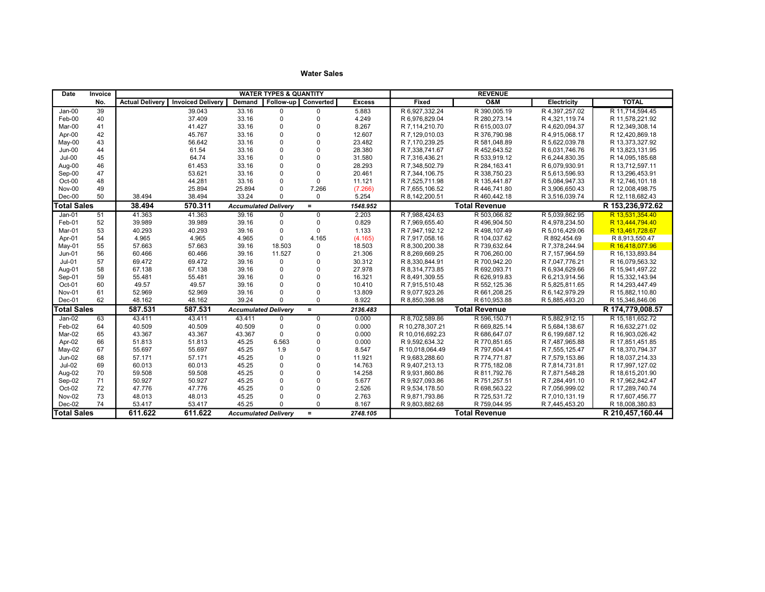## Water Sales

| Date | Invoice No. | WATER TYPES & QUANTITY | | | | | | REVENUE | | | |
|---|---|---|---|---|---|---|---|---|---|---|---|
| | | Actual Delivery | Invoiced Delivery | Demand | Follow-up | Converted | Excess | Fixed | O&M | Electricity | TOTAL |
| Jan-00 | 39 | | 39.043 | 33.16 | 0 | 0 | 5.883 | R 6,927,332.24 | R 390,005.19 | R 4,397,257.02 | R 11,714,594.45 |
| Feb-00 | 40 | | 37.409 | 33.16 | 0 | 0 | 4.249 | R 6,976,829.04 | R 280,273.14 | R 4,321,119.74 | R 11,578,221.92 |
| Mar-00 | 41 | | 41.427 | 33.16 | 0 | 0 | 8.267 | R 7,114,210.70 | R 615,003.07 | R 4,620,094.37 | R 12,349,308.14 |
| Apr-00 | 42 | | 45.767 | 33.16 | 0 | 0 | 12.607 | R 7,129,010.03 | R 376,790.98 | R 4,915,068.17 | R 12,420,869.18 |
| May-00 | 43 | | 56.642 | 33.16 | 0 | 0 | 23.482 | R 7,170,239.25 | R 581,048.89 | R 5,622,039.78 | R 13,373,327.92 |
| Jun-00 | 44 | | 61.54 | 33.16 | 0 | 0 | 28.380 | R 7,338,741.67 | R 452,643.52 | R 6,031,746.76 | R 13,823,131.95 |
| Jul-00 | 45 | | 64.74 | 33.16 | 0 | 0 | 31.580 | R 7,316,436.21 | R 533,919.12 | R 6,244,830.35 | R 14,095,185.68 |
| Aug-00 | 46 | | 61.453 | 33.16 | 0 | 0 | 28.293 | R 7,348,502.79 | R 284,163.41 | R 6,079,930.91 | R 13,712,597.11 |
| Sep-00 | 47 | | 53.621 | 33.16 | 0 | 0 | 20.461 | R 7,344,106.75 | R 338,750.23 | R 5,613,596.93 | R 13,296,453.91 |
| Oct-00 | 48 | | 44.281 | 33.16 | 0 | 0 | 11.121 | R 7,525,711.98 | R 135,441.87 | R 5,084,947.33 | R 12,746,101.18 |
| Nov-00 | 49 | | 25.894 | 25.894 | 0 | 7.266 | (7.266) | R 7,655,106.52 | R 446,741.80 | R 3,906,650.43 | R 12,008,498.75 |
| Dec-00 | 50 | 38.494 | 38.494 | 33.24 | 0 | 0 | 5.254 | R 8,142,200.51 | R 460,442.18 | R 3,516,039.74 | R 12,118,682.43 |
| **Total Sales** | | **38.494** | **570.311** | ***Accumulated Delivery*** | | **=** | ***1548.952*** | | **Total Revenue** | | **R 153,236,972.62** |
| Jan-01 | 51 | 41.363 | 41.363 | 39.16 | 0 | 0 | 2.203 | R 7,988,424.63 | R 503,066.82 | R 5,039,862.95 | R 13,531,354.40 |
| Feb-01 | 52 | 39.989 | 39.989 | 39.16 | 0 | 0 | 0.829 | R 7,969,655.40 | R 496,904.50 | R 4,978,234.50 | R 13,444,794.40 |
| Mar-01 | 53 | 40.293 | 40.293 | 39.16 | 0 | 0 | 1.133 | R 7,947,192.12 | R 498,107.49 | R 5,016,429.06 | R 13,461,728.67 |
| Apr-01 | 54 | 4.965 | 4.965 | 4.965 | 0 | 4.165 | (4.165) | R 7,917,058.16 | R 104,037.62 | R 892,454.69 | R 8,913,550.47 |
| May-01 | 55 | 57.663 | 57.663 | 39.16 | 18.503 | 0 | 18.503 | R 8,300,200.38 | R 739,632.64 | R 7,378,244.94 | R 16,418,077.96 |
| Jun-01 | 56 | 60.466 | 60.466 | 39.16 | 11.527 | 0 | 21.306 | R 8,269,669.25 | R 706,260.00 | R 7,157,964.59 | R 16,133,893.84 |
| Jul-01 | 57 | 69.472 | 69.472 | 39.16 | 0 | 0 | 30.312 | R 8,330,844.91 | R 700,942.20 | R 7,047,776.21 | R 16,079,563.32 |
| Aug-01 | 58 | 67.138 | 67.138 | 39.16 | 0 | 0 | 27.978 | R 8,314,773.85 | R 692,093.71 | R 6,934,629.66 | R 15,941,497.22 |
| Sep-01 | 59 | 55.481 | 55.481 | 39.16 | 0 | 0 | 16.321 | R 8,491,309.55 | R 626,919.83 | R 6,213,914.56 | R 15,332,143.94 |
| Oct-01 | 60 | 49.57 | 49.57 | 39.16 | 0 | 0 | 10.410 | R 7,915,510.48 | R 552,125.36 | R 5,825,811.65 | R 14,293,447.49 |
| Nov-01 | 61 | 52.969 | 52.969 | 39.16 | 0 | 0 | 13.809 | R 9,077,923.26 | R 661,208.25 | R 6,142,979.29 | R 15,882,110.80 |
| Dec-01 | 62 | 48.162 | 48.162 | 39.24 | 0 | 0 | 8.922 | R 8,850,398.98 | R 610,953.88 | R 5,885,493.20 | R 15,346,846.06 |
| **Total Sales** | | **587.531** | **587.531** | ***Accumulated Delivery*** | | **=** | ***2136.483*** | | **Total Revenue** | | **R 174,779,008.57** |
| Jan-02 | 63 | 43.411 | 43.411 | 43.411 | 0 | 0 | 0.000 | R 8,702,589.86 | R 596,150.71 | R 5,882,912.15 | R 15,181,652.72 |
| Feb-02 | 64 | 40.509 | 40.509 | 40.509 | 0 | 0 | 0.000 | R 10,278,307.21 | R 669,825.14 | R 5,684,138.67 | R 16,632,271.02 |
| Mar-02 | 65 | 43.367 | 43.367 | 43.367 | 0 | 0 | 0.000 | R 10,016,692.23 | R 686,647.07 | R 6,199,687.12 | R 16,903,026.42 |
| Apr-02 | 66 | 51.813 | 51.813 | 45.25 | 6.563 | 0 | 0.000 | R 9,592,634.32 | R 770,851.65 | R 7,487,965.88 | R 17,851,451.85 |
| May-02 | 67 | 55.697 | 55.697 | 45.25 | 1.9 | 0 | 8.547 | R 10,018,064.49 | R 797,604.41 | R 7,555,125.47 | R 18,370,794.37 |
| Jun-02 | 68 | 57.171 | 57.171 | 45.25 | 0 | 0 | 11.921 | R 9,683,288.60 | R 774,771.87 | R 7,579,153.86 | R 18,037,214.33 |
| Jul-02 | 69 | 60.013 | 60.013 | 45.25 | 0 | 0 | 14.763 | R 9,407,213.13 | R 775,182.08 | R 7,814,731.81 | R 17,997,127.02 |
| Aug-02 | 70 | 59.508 | 59.508 | 45.25 | 0 | 0 | 14.258 | R 9,931,860.86 | R 811,792.76 | R 7,871,548.28 | R 18,615,201.90 |
| Sep-02 | 71 | 50.927 | 50.927 | 45.25 | 0 | 0 | 5.677 | R 9,927,093.86 | R 751,257.51 | R 7,284,491.10 | R 17,962,842.47 |
| Oct-02 | 72 | 47.776 | 47.776 | 45.25 | 0 | 0 | 2.526 | R 9,534,178.50 | R 698,563.22 | R 7,056,999.02 | R 17,289,740.74 |
| Nov-02 | 73 | 48.013 | 48.013 | 45.25 | 0 | 0 | 2.763 | R 9,871,793.86 | R 725,531.72 | R 7,010,131.19 | R 17,607,456.77 |
| Dec-02 | 74 | 53.417 | 53.417 | 45.25 | 0 | 0 | 8.167 | R 9,803,882.68 | R 759,044.95 | R 7,445,453.20 | R 18,008,380.83 |
| **Total Sales** | | **611.622** | **611.622** | ***Accumulated Delivery*** | | **=** | ***2748.105*** | | **Total Revenue** | | **R 210,457,160.44** |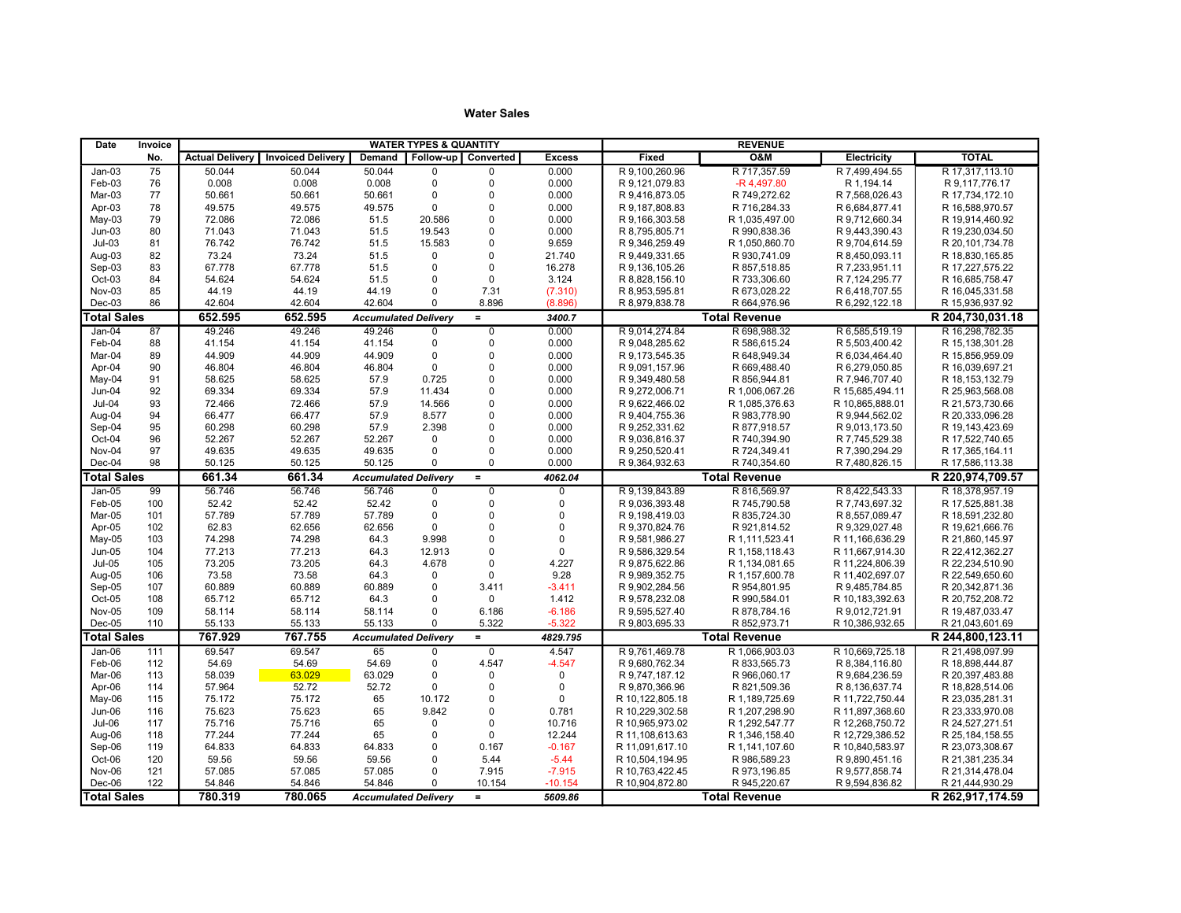## Water Sales

| Date | Invoice No. | Actual Delivery | Invoiced Delivery | Demand | Follow-up | Converted | Excess | Fixed | O&M | Electricity | TOTAL |
|---|---|---|---|---|---|---|---|---|---|---|---|
| | | WATER TYPES & QUANTITY | | | | | | REVENUE | | | |
| Jan-03 | 75 | 50.044 | 50.044 | 50.044 | 0 | 0 | 0.000 | R 9,100,260.96 | R 717,357.59 | R 7,499,494.55 | R 17,317,113.10 |
| Feb-03 | 76 | 0.008 | 0.008 | 0.008 | 0 | 0 | 0.000 | R 9,121,079.83 | -R 4,497.80 | R 1,194.14 | R 9,117,776.17 |
| Mar-03 | 77 | 50.661 | 50.661 | 50.661 | 0 | 0 | 0.000 | R 9,416,873.05 | R 749,272.62 | R 7,568,026.43 | R 17,734,172.10 |
| Apr-03 | 78 | 49.575 | 49.575 | 49.575 | 0 | 0 | 0.000 | R 9,187,808.83 | R 716,284.33 | R 6,684,877.41 | R 16,588,970.57 |
| May-03 | 79 | 72.086 | 72.086 | 51.5 | 20.586 | 0 | 0.000 | R 9,166,303.58 | R 1,035,497.00 | R 9,712,660.34 | R 19,914,460.92 |
| Jun-03 | 80 | 71.043 | 71.043 | 51.5 | 19.543 | 0 | 0.000 | R 8,795,805.71 | R 990,838.36 | R 9,443,390.43 | R 19,230,034.50 |
| Jul-03 | 81 | 76.742 | 76.742 | 51.5 | 15.583 | 0 | 9.659 | R 9,346,259.49 | R 1,050,860.70 | R 9,704,614.59 | R 20,101,734.78 |
| Aug-03 | 82 | 73.24 | 73.24 | 51.5 | 0 | 0 | 21.740 | R 9,449,331.65 | R 930,741.09 | R 8,450,093.11 | R 18,830,165.85 |
| Sep-03 | 83 | 67.778 | 67.778 | 51.5 | 0 | 0 | 16.278 | R 9,136,105.26 | R 857,518.85 | R 7,233,951.11 | R 17,227,575.22 |
| Oct-03 | 84 | 54.624 | 54.624 | 51.5 | 0 | 0 | 3.124 | R 8,828,156.10 | R 733,306.60 | R 7,124,295.77 | R 16,685,758.47 |
| Nov-03 | 85 | 44.19 | 44.19 | 44.19 | 0 | 7.31 | (7.310) | R 8,953,595.81 | R 673,028.22 | R 6,418,707.55 | R 16,045,331.58 |
| Dec-03 | 86 | 42.604 | 42.604 | 42.604 | 0 | 8.896 | (8.896) | R 8,979,838.78 | R 664,976.96 | R 6,292,122.18 | R 15,936,937.92 |
| **Total Sales** | | **652.595** | **652.595** | ***Accumulated Delivery*** | | **=** | ***3400.7*** | | **Total Revenue** | | **R 204,730,031.18** |
| Jan-04 | 87 | 49.246 | 49.246 | 49.246 | 0 | 0 | 0.000 | R 9,014,274.84 | R 698,988.32 | R 6,585,519.19 | R 16,298,782.35 |
| Feb-04 | 88 | 41.154 | 41.154 | 41.154 | 0 | 0 | 0.000 | R 9,048,285.62 | R 586,615.24 | R 5,503,400.42 | R 15,138,301.28 |
| Mar-04 | 89 | 44.909 | 44.909 | 44.909 | 0 | 0 | 0.000 | R 9,173,545.35 | R 648,949.34 | R 6,034,464.40 | R 15,856,959.09 |
| Apr-04 | 90 | 46.804 | 46.804 | 46.804 | 0 | 0 | 0.000 | R 9,091,157.96 | R 669,488.40 | R 6,279,050.85 | R 16,039,697.21 |
| May-04 | 91 | 58.625 | 58.625 | 57.9 | 0.725 | 0 | 0.000 | R 9,349,480.58 | R 856,944.81 | R 7,946,707.40 | R 18,153,132.79 |
| Jun-04 | 92 | 69.334 | 69.334 | 57.9 | 11.434 | 0 | 0.000 | R 9,272,006.71 | R 1,006,067.26 | R 15,685,494.11 | R 25,963,568.08 |
| Jul-04 | 93 | 72.466 | 72.466 | 57.9 | 14.566 | 0 | 0.000 | R 9,622,466.02 | R 1,085,376.63 | R 10,865,888.01 | R 21,573,730.66 |
| Aug-04 | 94 | 66.477 | 66.477 | 57.9 | 8.577 | 0 | 0.000 | R 9,404,755.36 | R 983,778.90 | R 9,944,562.02 | R 20,333,096.28 |
| Sep-04 | 95 | 60.298 | 60.298 | 57.9 | 2.398 | 0 | 0.000 | R 9,252,331.62 | R 877,918.57 | R 9,013,173.50 | R 19,143,423.69 |
| Oct-04 | 96 | 52.267 | 52.267 | 52.267 | 0 | 0 | 0.000 | R 9,036,816.37 | R 740,394.90 | R 7,745,529.38 | R 17,522,740.65 |
| Nov-04 | 97 | 49.635 | 49.635 | 49.635 | 0 | 0 | 0.000 | R 9,250,520.41 | R 724,349.41 | R 7,390,294.29 | R 17,365,164.11 |
| Dec-04 | 98 | 50.125 | 50.125 | 50.125 | 0 | 0 | 0.000 | R 9,364,932.63 | R 740,354.60 | R 7,480,826.15 | R 17,586,113.38 |
| **Total Sales** | | **661.34** | **661.34** | ***Accumulated Delivery*** | | **=** | ***4062.04*** | | **Total Revenue** | | **R 220,974,709.57** |
| Jan-05 | 99 | 56.746 | 56.746 | 56.746 | 0 | 0 | 0 | R 9,139,843.89 | R 816,569.97 | R 8,422,543.33 | R 18,378,957.19 |
| Feb-05 | 100 | 52.42 | 52.42 | 52.42 | 0 | 0 | 0 | R 9,036,393.48 | R 745,790.58 | R 7,743,697.32 | R 17,525,881.38 |
| Mar-05 | 101 | 57.789 | 57.789 | 57.789 | 0 | 0 | 0 | R 9,198,419.03 | R 835,724.30 | R 8,557,089.47 | R 18,591,232.80 |
| Apr-05 | 102 | 62.83 | 62.656 | 62.656 | 0 | 0 | 0 | R 9,370,824.76 | R 921,814.52 | R 9,329,027.48 | R 19,621,666.76 |
| May-05 | 103 | 74.298 | 74.298 | 64.3 | 9.998 | 0 | 0 | R 9,581,986.27 | R 1,111,523.41 | R 11,166,636.29 | R 21,860,145.97 |
| Jun-05 | 104 | 77.213 | 77.213 | 64.3 | 12.913 | 0 | 0 | R 9,586,329.54 | R 1,158,118.43 | R 11,667,914.30 | R 22,412,362.27 |
| Jul-05 | 105 | 73.205 | 73.205 | 64.3 | 4.678 | 0 | 4.227 | R 9,875,622.86 | R 1,134,081.65 | R 11,224,806.39 | R 22,234,510.90 |
| Aug-05 | 106 | 73.58 | 73.58 | 64.3 | 0 | 0 | 9.28 | R 9,989,352.75 | R 1,157,600.78 | R 11,402,697.07 | R 22,549,650.60 |
| Sep-05 | 107 | 60.889 | 60.889 | 60.889 | 0 | 3.411 | -3.411 | R 9,902,284.56 | R 954,801.95 | R 9,485,784.85 | R 20,342,871.36 |
| Oct-05 | 108 | 65.712 | 65.712 | 64.3 | 0 | 0 | 1.412 | R 9,578,232.08 | R 990,584.01 | R 10,183,392.63 | R 20,752,208.72 |
| Nov-05 | 109 | 58.114 | 58.114 | 58.114 | 0 | 6.186 | -6.186 | R 9,595,527.40 | R 878,784.16 | R 9,012,721.91 | R 19,487,033.47 |
| Dec-05 | 110 | 55.133 | 55.133 | 55.133 | 0 | 5.322 | -5.322 | R 9,803,695.33 | R 852,973.71 | R 10,386,932.65 | R 21,043,601.69 |
| **Total Sales** | | **767.929** | **767.755** | ***Accumulated Delivery*** | | **=** | ***4829.795*** | | **Total Revenue** | | **R 244,800,123.11** |
| Jan-06 | 111 | 69.547 | 69.547 | 65 | 0 | 0 | 4.547 | R 9,761,469.78 | R 1,066,903.03 | R 10,669,725.18 | R 21,498,097.99 |
| Feb-06 | 112 | 54.69 | 54.69 | 54.69 | 0 | 4.547 | -4.547 | R 9,680,762.34 | R 833,565.73 | R 8,384,116.80 | R 18,898,444.87 |
| Mar-06 | 113 | 58.039 | 63.029 | 63.029 | 0 | 0 | 0 | R 9,747,187.12 | R 966,060.17 | R 9,684,236.59 | R 20,397,483.88 |
| Apr-06 | 114 | 57.964 | 52.72 | 52.72 | 0 | 0 | 0 | R 9,870,366.96 | R 821,509.36 | R 8,136,637.74 | R 18,828,514.06 |
| May-06 | 115 | 75.172 | 75.172 | 65 | 10.172 | 0 | 0 | R 10,122,805.18 | R 1,189,725.69 | R 11,722,750.44 | R 23,035,281.31 |
| Jun-06 | 116 | 75.623 | 75.623 | 65 | 9.842 | 0 | 0.781 | R 10,229,302.58 | R 1,207,298.90 | R 11,897,368.60 | R 23,333,970.08 |
| Jul-06 | 117 | 75.716 | 75.716 | 65 | 0 | 0 | 10.716 | R 10,965,973.02 | R 1,292,547.77 | R 12,268,750.72 | R 24,527,271.51 |
| Aug-06 | 118 | 77.244 | 77.244 | 65 | 0 | 0 | 12.244 | R 11,108,613.63 | R 1,346,158.40 | R 12,729,386.52 | R 25,184,158.55 |
| Sep-06 | 119 | 64.833 | 64.833 | 64.833 | 0 | 0.167 | -0.167 | R 11,091,617.10 | R 1,141,107.60 | R 10,840,583.97 | R 23,073,308.67 |
| Oct-06 | 120 | 59.56 | 59.56 | 59.56 | 0 | 5.44 | -5.44 | R 10,504,194.95 | R 986,589.23 | R 9,890,451.16 | R 21,381,235.34 |
| Nov-06 | 121 | 57.085 | 57.085 | 57.085 | 0 | 7.915 | -7.915 | R 10,763,422.45 | R 973,196.85 | R 9,577,858.74 | R 21,314,478.04 |
| Dec-06 | 122 | 54.846 | 54.846 | 54.846 | 0 | 10.154 | -10.154 | R 10,904,872.80 | R 945,220.67 | R 9,594,836.82 | R 21,444,930.29 |
| **Total Sales** | | **780.319** | **780.065** | ***Accumulated Delivery*** | | **=** | ***5609.86*** | | **Total Revenue** | | **R 262,917,174.59** |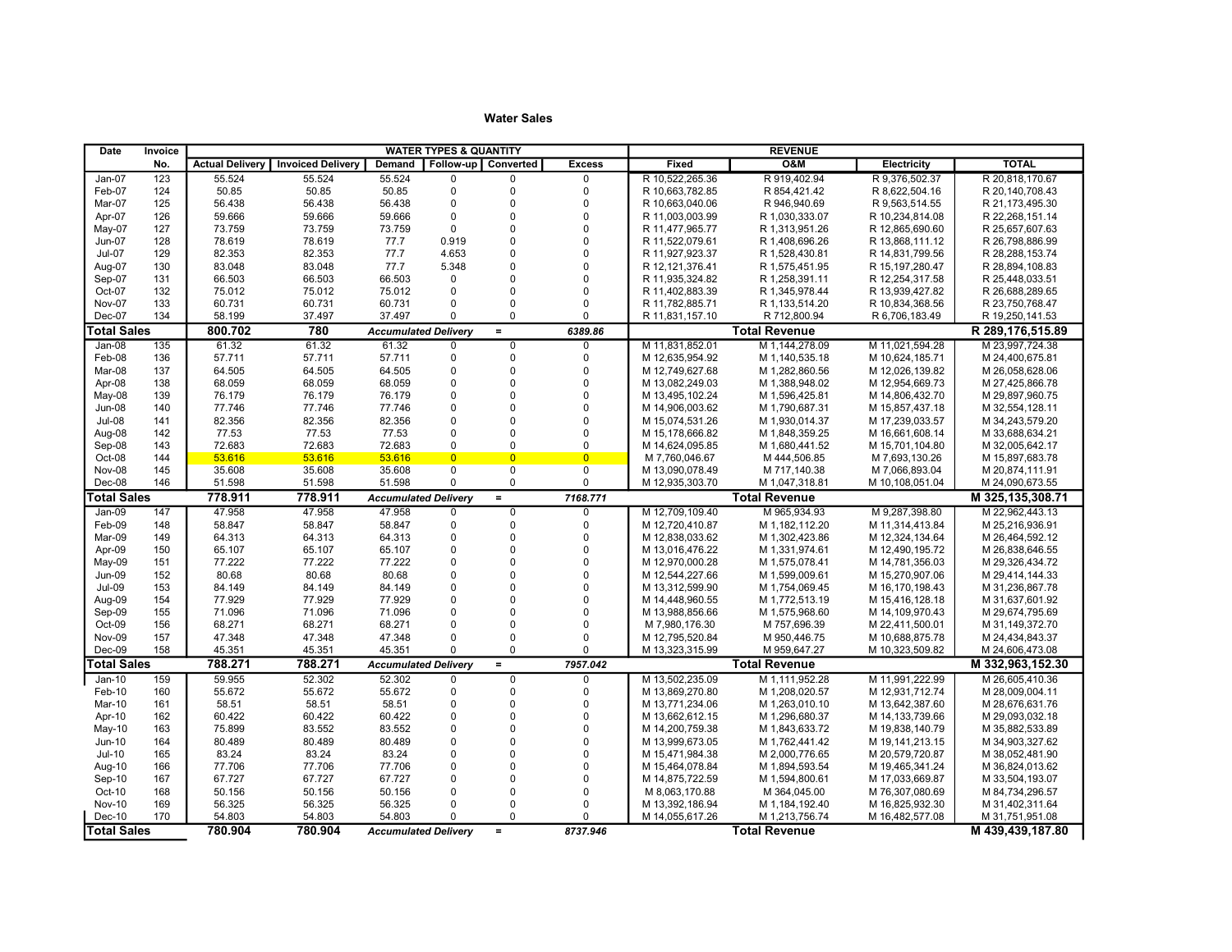# Water Sales

| Date | Invoice No. | Actual Delivery | Invoiced Delivery | Demand | Follow-up | Converted | Excess | Fixed | O&M | Electricity | TOTAL |
|---|---|---|---|---|---|---|---|---|---|---|---|
| | | WATER TYPES & QUANTITY | | | | | | REVENUE | | | |
| Jan-07 | 123 | 55.524 | 55.524 | 55.524 | 0 | 0 | 0 | R 10,522,265.36 | R 919,402.94 | R 9,376,502.37 | R 20,818,170.67 |
| Feb-07 | 124 | 50.85 | 50.85 | 50.85 | 0 | 0 | 0 | R 10,663,782.85 | R 854,421.42 | R 8,622,504.16 | R 20,140,708.43 |
| Mar-07 | 125 | 56.438 | 56.438 | 56.438 | 0 | 0 | 0 | R 10,663,040.06 | R 946,940.69 | R 9,563,514.55 | R 21,173,495.30 |
| Apr-07 | 126 | 59.666 | 59.666 | 59.666 | 0 | 0 | 0 | R 11,003,003.99 | R 1,030,333.07 | R 10,234,814.08 | R 22,268,151.14 |
| May-07 | 127 | 73.759 | 73.759 | 73.759 | 0 | 0 | 0 | R 11,477,965.77 | R 1,313,951.26 | R 12,865,690.60 | R 25,657,607.63 |
| Jun-07 | 128 | 78.619 | 78.619 | 77.7 | 0.919 | 0 | 0 | R 11,522,079.61 | R 1,408,696.26 | R 13,868,111.12 | R 26,798,886.99 |
| Jul-07 | 129 | 82.353 | 82.353 | 77.7 | 4.653 | 0 | 0 | R 11,927,923.37 | R 1,528,430.81 | R 14,831,799.56 | R 28,288,153.74 |
| Aug-07 | 130 | 83.048 | 83.048 | 77.7 | 5.348 | 0 | 0 | R 12,121,376.41 | R 1,575,451.95 | R 15,197,280.47 | R 28,894,108.83 |
| Sep-07 | 131 | 66.503 | 66.503 | 66.503 | 0 | 0 | 0 | R 11,935,324.82 | R 1,258,391.11 | R 12,254,317.58 | R 25,448,033.51 |
| Oct-07 | 132 | 75.012 | 75.012 | 75.012 | 0 | 0 | 0 | R 11,402,883.39 | R 1,345,978.44 | R 13,939,427.82 | R 26,688,289.65 |
| Nov-07 | 133 | 60.731 | 60.731 | 60.731 | 0 | 0 | 0 | R 11,782,885.71 | R 1,133,514.20 | R 10,834,368.56 | R 23,750,768.47 |
| Dec-07 | 134 | 58.199 | 37.497 | 37.497 | 0 | 0 | 0 | R 11,831,157.10 | R 712,800.94 | R 6,706,183.49 | R 19,250,141.53 |
| **Total Sales** | | **800.702** | **780** | *Accumulated Delivery* | | = | *6389.86* | | **Total Revenue** | | **R 289,176,515.89** |
| Jan-08 | 135 | 61.32 | 61.32 | 61.32 | 0 | 0 | 0 | M 11,831,852.01 | M 1,144,278.09 | M 11,021,594.28 | M 23,997,724.38 |
| Feb-08 | 136 | 57.711 | 57.711 | 57.711 | 0 | 0 | 0 | M 12,635,954.92 | M 1,140,535.18 | M 10,624,185.71 | M 24,400,675.81 |
| Mar-08 | 137 | 64.505 | 64.505 | 64.505 | 0 | 0 | 0 | M 12,749,627.68 | M 1,282,860.56 | M 12,026,139.82 | M 26,058,628.06 |
| Apr-08 | 138 | 68.059 | 68.059 | 68.059 | 0 | 0 | 0 | M 13,082,249.03 | M 1,388,948.02 | M 12,954,669.73 | M 27,425,866.78 |
| May-08 | 139 | 76.179 | 76.179 | 76.179 | 0 | 0 | 0 | M 13,495,102.24 | M 1,596,425.81 | M 14,806,432.70 | M 29,897,960.75 |
| Jun-08 | 140 | 77.746 | 77.746 | 77.746 | 0 | 0 | 0 | M 14,906,003.62 | M 1,790,687.31 | M 15,857,437.18 | M 32,554,128.11 |
| Jul-08 | 141 | 82.356 | 82.356 | 82.356 | 0 | 0 | 0 | M 15,074,531.26 | M 1,930,014.37 | M 17,239,033.57 | M 34,243,579.20 |
| Aug-08 | 142 | 77.53 | 77.53 | 77.53 | 0 | 0 | 0 | M 15,178,666.82 | M 1,848,359.25 | M 16,661,608.14 | M 33,688,634.21 |
| Sep-08 | 143 | 72.683 | 72.683 | 72.683 | 0 | 0 | 0 | M 14,624,095.85 | M 1,680,441.52 | M 15,701,104.80 | M 32,005,642.17 |
| Oct-08 | 144 | 53.616 | 53.616 | 53.616 | 0 | 0 | 0 | M 7,760,046.67 | M 444,506.85 | M 7,693,130.26 | M 15,897,683.78 |
| Nov-08 | 145 | 35.608 | 35.608 | 35.608 | 0 | 0 | 0 | M 13,090,078.49 | M 717,140.38 | M 7,066,893.04 | M 20,874,111.91 |
| Dec-08 | 146 | 51.598 | 51.598 | 51.598 | 0 | 0 | 0 | M 12,935,303.70 | M 1,047,318.81 | M 10,108,051.04 | M 24,090,673.55 |
| **Total Sales** | | **778.911** | **778.911** | *Accumulated Delivery* | | = | *7168.771* | | **Total Revenue** | | **M 325,135,308.71** |
| Jan-09 | 147 | 47.958 | 47.958 | 47.958 | 0 | 0 | 0 | M 12,709,109.40 | M 965,934.93 | M 9,287,398.80 | M 22,962,443.13 |
| Feb-09 | 148 | 58.847 | 58.847 | 58.847 | 0 | 0 | 0 | M 12,720,410.87 | M 1,182,112.20 | M 11,314,413.84 | M 25,216,936.91 |
| Mar-09 | 149 | 64.313 | 64.313 | 64.313 | 0 | 0 | 0 | M 12,838,033.62 | M 1,302,423.86 | M 12,324,134.64 | M 26,464,592.12 |
| Apr-09 | 150 | 65.107 | 65.107 | 65.107 | 0 | 0 | 0 | M 13,016,476.22 | M 1,331,974.61 | M 12,490,195.72 | M 26,838,646.55 |
| May-09 | 151 | 77.222 | 77.222 | 77.222 | 0 | 0 | 0 | M 12,970,000.28 | M 1,575,078.41 | M 14,781,356.03 | M 29,326,434.72 |
| Jun-09 | 152 | 80.68 | 80.68 | 80.68 | 0 | 0 | 0 | M 12,544,227.66 | M 1,599,009.61 | M 15,270,907.06 | M 29,414,144.33 |
| Jul-09 | 153 | 84.149 | 84.149 | 84.149 | 0 | 0 | 0 | M 13,312,599.90 | M 1,754,069.45 | M 16,170,198.43 | M 31,236,867.78 |
| Aug-09 | 154 | 77.929 | 77.929 | 77.929 | 0 | 0 | 0 | M 14,448,960.55 | M 1,772,513.19 | M 15,416,128.18 | M 31,637,601.92 |
| Sep-09 | 155 | 71.096 | 71.096 | 71.096 | 0 | 0 | 0 | M 13,988,856.66 | M 1,575,968.60 | M 14,109,970.43 | M 29,674,795.69 |
| Oct-09 | 156 | 68.271 | 68.271 | 68.271 | 0 | 0 | 0 | M 7,980,176.30 | M 757,696.39 | M 22,411,500.01 | M 31,149,372.70 |
| Nov-09 | 157 | 47.348 | 47.348 | 47.348 | 0 | 0 | 0 | M 12,795,520.84 | M 950,446.75 | M 10,688,875.78 | M 24,434,843.37 |
| Dec-09 | 158 | 45.351 | 45.351 | 45.351 | 0 | 0 | 0 | M 13,323,315.99 | M 959,647.27 | M 10,323,509.82 | M 24,606,473.08 |
| **Total Sales** | | **788.271** | **788.271** | *Accumulated Delivery* | | = | *7957.042* | | **Total Revenue** | | **M 332,963,152.30** |
| Jan-10 | 159 | 59.955 | 52.302 | 52.302 | 0 | 0 | 0 | M 13,502,235.09 | M 1,111,952.28 | M 11,991,222.99 | M 26,605,410.36 |
| Feb-10 | 160 | 55.672 | 55.672 | 55.672 | 0 | 0 | 0 | M 13,869,270.80 | M 1,208,020.57 | M 12,931,712.74 | M 28,009,004.11 |
| Mar-10 | 161 | 58.51 | 58.51 | 58.51 | 0 | 0 | 0 | M 13,771,234.06 | M 1,263,010.10 | M 13,642,387.60 | M 28,676,631.76 |
| Apr-10 | 162 | 60.422 | 60.422 | 60.422 | 0 | 0 | 0 | M 13,662,612.15 | M 1,296,680.37 | M 14,133,739.66 | M 29,093,032.18 |
| May-10 | 163 | 75.899 | 83.552 | 83.552 | 0 | 0 | 0 | M 14,200,759.38 | M 1,843,633.72 | M 19,838,140.79 | M 35,882,533.89 |
| Jun-10 | 164 | 80.489 | 80.489 | 80.489 | 0 | 0 | 0 | M 13,999,673.05 | M 1,762,441.42 | M 19,141,213.15 | M 34,903,327.62 |
| Jul-10 | 165 | 83.24 | 83.24 | 83.24 | 0 | 0 | 0 | M 15,471,984.38 | M 2,000,776.65 | M 20,579,720.87 | M 38,052,481.90 |
| Aug-10 | 166 | 77.706 | 77.706 | 77.706 | 0 | 0 | 0 | M 15,464,078.84 | M 1,894,593.54 | M 19,465,341.24 | M 36,824,013.62 |
| Sep-10 | 167 | 67.727 | 67.727 | 67.727 | 0 | 0 | 0 | M 14,875,722.59 | M 1,594,800.61 | M 17,033,669.87 | M 33,504,193.07 |
| Oct-10 | 168 | 50.156 | 50.156 | 50.156 | 0 | 0 | 0 | M 8,063,170.88 | M 364,045.00 | M 76,307,080.69 | M 84,734,296.57 |
| Nov-10 | 169 | 56.325 | 56.325 | 56.325 | 0 | 0 | 0 | M 13,392,186.94 | M 1,184,192.40 | M 16,825,932.30 | M 31,402,311.64 |
| Dec-10 | 170 | 54.803 | 54.803 | 54.803 | 0 | 0 | 0 | M 14,055,617.26 | M 1,213,756.74 | M 16,482,577.08 | M 31,751,951.08 |
| **Total Sales** | | **780.904** | **780.904** | *Accumulated Delivery* | | = | *8737.946* | | **Total Revenue** | | **M 439,439,187.80** |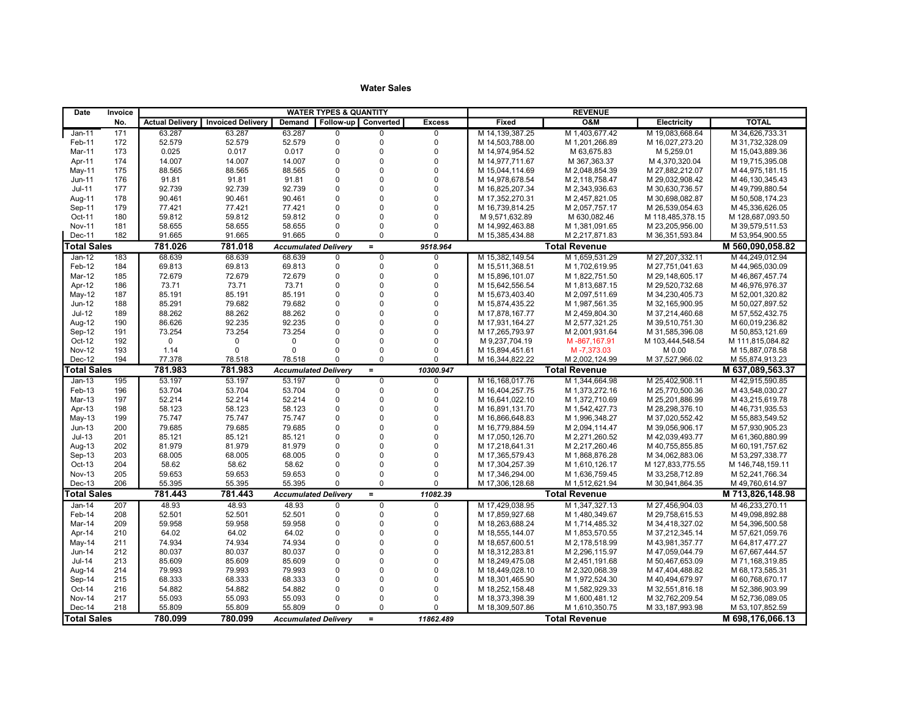## Water Sales

| Date | Invoice No. | WATER TYPES & QUANTITY | | | | | | REVENUE | | | |
|---|---|---|---|---|---|---|---|---|---|---|---|
| | | Actual Delivery | Invoiced Delivery | Demand | Follow-up | Converted | Excess | Fixed | O&M | Electricity | TOTAL |
| Jan-11 | 171 | 63.287 | 63.287 | 63.287 | 0 | 0 | 0 | M 14,139,387.25 | M 1,403,677.42 | M 19,083,668.64 | M 34,626,733.31 |
| Feb-11 | 172 | 52.579 | 52.579 | 52.579 | 0 | 0 | 0 | M 14,503,788.00 | M 1,201,266.89 | M 16,027,273.20 | M 31,732,328.09 |
| Mar-11 | 173 | 0.025 | 0.017 | 0.017 | 0 | 0 | 0 | M 14,974,954.52 | M 63,675.83 | M 5,259.01 | M 15,043,889.36 |
| Apr-11 | 174 | 14.007 | 14.007 | 14.007 | 0 | 0 | 0 | M 14,977,711.67 | M 367,363.37 | M 4,370,320.04 | M 19,715,395.08 |
| May-11 | 175 | 88.565 | 88.565 | 88.565 | 0 | 0 | 0 | M 15,044,114.69 | M 2,048,854.39 | M 27,882,212.07 | M 44,975,181.15 |
| Jun-11 | 176 | 91.81 | 91.81 | 91.81 | 0 | 0 | 0 | M 14,978,678.54 | M 2,118,758.47 | M 29,032,908.42 | M 46,130,345.43 |
| Jul-11 | 177 | 92.739 | 92.739 | 92.739 | 0 | 0 | 0 | M 16,825,207.34 | M 2,343,936.63 | M 30,630,736.57 | M 49,799,880.54 |
| Aug-11 | 178 | 90.461 | 90.461 | 90.461 | 0 | 0 | 0 | M 17,352,270.31 | M 2,457,821.05 | M 30,698,082.87 | M 50,508,174.23 |
| Sep-11 | 179 | 77.421 | 77.421 | 77.421 | 0 | 0 | 0 | M 16,739,814.25 | M 2,057,757.17 | M 26,539,054.63 | M 45,336,626.05 |
| Oct-11 | 180 | 59.812 | 59.812 | 59.812 | 0 | 0 | 0 | M 9,571,632.89 | M 630,082.46 | M 118,485,378.15 | M 128,687,093.50 |
| Nov-11 | 181 | 58.655 | 58.655 | 58.655 | 0 | 0 | 0 | M 14,992,463.88 | M 1,381,091.65 | M 23,205,956.00 | M 39,579,511.53 |
| Dec-11 | 182 | 91.665 | 91.665 | 91.665 | 0 | 0 | 0 | M 15,385,434.88 | M 2,217,871.83 | M 36,351,593.84 | M 53,954,900.55 |
| **Total Sales** | | **781.026** | **781.018** | ***Accumulated Delivery*** | | **=** | ***9518.964*** | | **Total Revenue** | | **M 560,090,058.82** |
| Jan-12 | 183 | 68.639 | 68.639 | 68.639 | 0 | 0 | 0 | M 15,382,149.54 | M 1,659,531.29 | M 27,207,332.11 | M 44,249,012.94 |
| Feb-12 | 184 | 69.813 | 69.813 | 69.813 | 0 | 0 | 0 | M 15,511,368.51 | M 1,702,619.95 | M 27,751,041.63 | M 44,965,030.09 |
| Mar-12 | 185 | 72.679 | 72.679 | 72.679 | 0 | 0 | 0 | M 15,896,101.07 | M 1,822,751.50 | M 29,148,605.17 | M 46,867,457.74 |
| Apr-12 | 186 | 73.71 | 73.71 | 73.71 | 0 | 0 | 0 | M 15,642,556.54 | M 1,813,687.15 | M 29,520,732.68 | M 46,976,976.37 |
| May-12 | 187 | 85.191 | 85.191 | 85.191 | 0 | 0 | 0 | M 15,673,403.40 | M 2,097,511.69 | M 34,230,405.73 | M 52,001,320.82 |
| Jun-12 | 188 | 85.291 | 79.682 | 79.682 | 0 | 0 | 0 | M 15,874,435.22 | M 1,987,561.35 | M 32,165,900.95 | M 50,027,897.52 |
| Jul-12 | 189 | 88.262 | 88.262 | 88.262 | 0 | 0 | 0 | M 17,878,167.77 | M 2,459,804.30 | M 37,214,460.68 | M 57,552,432.75 |
| Aug-12 | 190 | 86.626 | 92.235 | 92.235 | 0 | 0 | 0 | M 17,931,164.27 | M 2,577,321.25 | M 39,510,751.30 | M 60,019,236.82 |
| Sep-12 | 191 | 73.254 | 73.254 | 73.254 | 0 | 0 | 0 | M 17,265,793.97 | M 2,001,931.64 | M 31,585,396.08 | M 50,853,121.69 |
| Oct-12 | 192 | 0 | 0 | 0 | 0 | 0 | 0 | M 9,237,704.19 | M -867,167.91 | M 103,444,548.54 | M 111,815,084.82 |
| Nov-12 | 193 | 1.14 | 0 | 0 | 0 | 0 | 0 | M 15,894,451.61 | M -7,373.03 | M 0.00 | M 15,887,078.58 |
| Dec-12 | 194 | 77.378 | 78.518 | 78.518 | 0 | 0 | 0 | M 16,344,822.22 | M 2,002,124.99 | M 37,527,966.02 | M 55,874,913.23 |
| **Total Sales** | | **781.983** | **781.983** | ***Accumulated Delivery*** | | **=** | ***10300.947*** | | **Total Revenue** | | **M 637,089,563.37** |
| Jan-13 | 195 | 53.197 | 53.197 | 53.197 | 0 | 0 | 0 | M 16,168,017.76 | M 1,344,664.98 | M 25,402,908.11 | M 42,915,590.85 |
| Feb-13 | 196 | 53.704 | 53.704 | 53.704 | 0 | 0 | 0 | M 16,404,257.75 | M 1,373,272.16 | M 25,770,500.36 | M 43,548,030.27 |
| Mar-13 | 197 | 52.214 | 52.214 | 52.214 | 0 | 0 | 0 | M 16,641,022.10 | M 1,372,710.69 | M 25,201,886.99 | M 43,215,619.78 |
| Apr-13 | 198 | 58.123 | 58.123 | 58.123 | 0 | 0 | 0 | M 16,891,131.70 | M 1,542,427.73 | M 28,298,376.10 | M 46,731,935.53 |
| May-13 | 199 | 75.747 | 75.747 | 75.747 | 0 | 0 | 0 | M 16,866,648.83 | M 1,996,348.27 | M 37,020,552.42 | M 55,883,549.52 |
| Jun-13 | 200 | 79.685 | 79.685 | 79.685 | 0 | 0 | 0 | M 16,779,884.59 | M 2,094,114.47 | M 39,056,906.17 | M 57,930,905.23 |
| Jul-13 | 201 | 85.121 | 85.121 | 85.121 | 0 | 0 | 0 | M 17,050,126.70 | M 2,271,260.52 | M 42,039,493.77 | M 61,360,880.99 |
| Aug-13 | 202 | 81.979 | 81.979 | 81.979 | 0 | 0 | 0 | M 17,218,641.31 | M 2,217,260.46 | M 40,755,855.85 | M 60,191,757.62 |
| Sep-13 | 203 | 68.005 | 68.005 | 68.005 | 0 | 0 | 0 | M 17,365,579.43 | M 1,868,876.28 | M 34,062,883.06 | M 53,297,338.77 |
| Oct-13 | 204 | 58.62 | 58.62 | 58.62 | 0 | 0 | 0 | M 17,304,257.39 | M 1,610,126.17 | M 127,833,775.55 | M 146,748,159.11 |
| Nov-13 | 205 | 59.653 | 59.653 | 59.653 | 0 | 0 | 0 | M 17,346,294.00 | M 1,636,759.45 | M 33,258,712.89 | M 52,241,766.34 |
| Dec-13 | 206 | 55.395 | 55.395 | 55.395 | 0 | 0 | 0 | M 17,306,128.68 | M 1,512,621.94 | M 30,941,864.35 | M 49,760,614.97 |
| **Total Sales** | | **781.443** | **781.443** | ***Accumulated Delivery*** | | **=** | ***11082.39*** | | **Total Revenue** | | **M 713,826,148.98** |
| Jan-14 | 207 | 48.93 | 48.93 | 48.93 | 0 | 0 | 0 | M 17,429,038.95 | M 1,347,327.13 | M 27,456,904.03 | M 46,233,270.11 |
| Feb-14 | 208 | 52.501 | 52.501 | 52.501 | 0 | 0 | 0 | M 17,859,927.68 | M 1,480,349.67 | M 29,758,615.53 | M 49,098,892.88 |
| Mar-14 | 209 | 59.958 | 59.958 | 59.958 | 0 | 0 | 0 | M 18,263,688.24 | M 1,714,485.32 | M 34,418,327.02 | M 54,396,500.58 |
| Apr-14 | 210 | 64.02 | 64.02 | 64.02 | 0 | 0 | 0 | M 18,555,144.07 | M 1,853,570.55 | M 37,212,345.14 | M 57,621,059.76 |
| May-14 | 211 | 74.934 | 74.934 | 74.934 | 0 | 0 | 0 | M 18,657,600.51 | M 2,178,518.99 | M 43,981,357.77 | M 64,817,477.27 |
| Jun-14 | 212 | 80.037 | 80.037 | 80.037 | 0 | 0 | 0 | M 18,312,283.81 | M 2,296,115.97 | M 47,059,044.79 | M 67,667,444.57 |
| Jul-14 | 213 | 85.609 | 85.609 | 85.609 | 0 | 0 | 0 | M 18,249,475.08 | M 2,451,191.68 | M 50,467,653.09 | M 71,168,319.85 |
| Aug-14 | 214 | 79.993 | 79.993 | 79.993 | 0 | 0 | 0 | M 18,449,028.10 | M 2,320,068.39 | M 47,404,488.82 | M 68,173,585.31 |
| Sep-14 | 215 | 68.333 | 68.333 | 68.333 | 0 | 0 | 0 | M 18,301,465.90 | M 1,972,524.30 | M 40,494,679.97 | M 60,768,670.17 |
| Oct-14 | 216 | 54.882 | 54.882 | 54.882 | 0 | 0 | 0 | M 18,252,158.48 | M 1,582,929.33 | M 32,551,816.18 | M 52,386,903.99 |
| Nov-14 | 217 | 55.093 | 55.093 | 55.093 | 0 | 0 | 0 | M 18,373,398.39 | M 1,600,481.12 | M 32,762,209.54 | M 52,736,089.05 |
| Dec-14 | 218 | 55.809 | 55.809 | 55.809 | 0 | 0 | 0 | M 18,309,507.86 | M 1,610,350.75 | M 33,187,993.98 | M 53,107,852.59 |
| **Total Sales** | | **780.099** | **780.099** | ***Accumulated Delivery*** | | **=** | ***11862.489*** | | **Total Revenue** | | **M 698,176,066.13** |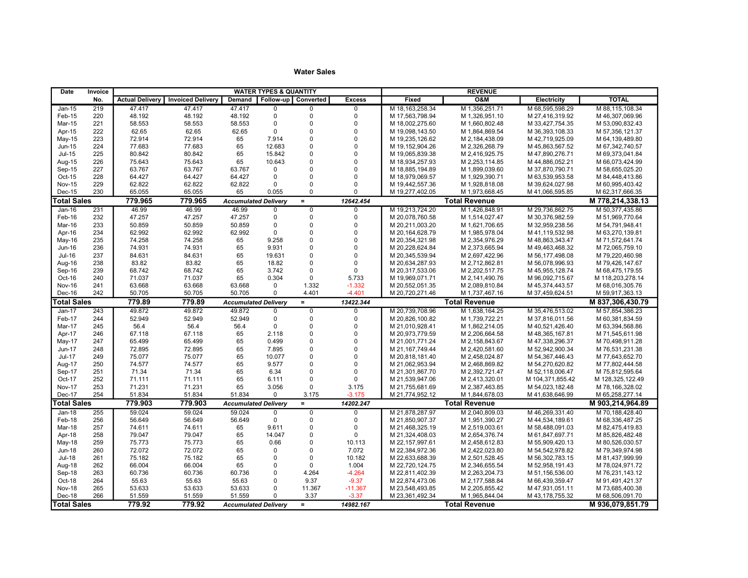## Water Sales

| Date | Invoice No. | WATER TYPES & QUANTITY | | | | | | REVENUE | | | |
|---|---|---|---|---|---|---|---|---|---|---|---|
| | | Actual Delivery | Invoiced Delivery | Demand | Follow-up | Converted | Excess | Fixed | O&M | Electricity | TOTAL |
| Jan-15 | 219 | 47.417 | 47.417 | 47.417 | 0 | 0 | 0 | M 18,163,258.34 | M 1,356,251.71 | M 68,595,598.29 | M 88,115,108.34 |
| Feb-15 | 220 | 48.192 | 48.192 | 48.192 | 0 | 0 | 0 | M 17,563,798.94 | M 1,326,951.10 | M 27,416,319.92 | M 46,307,069.96 |
| Mar-15 | 221 | 58.553 | 58.553 | 58.553 | 0 | 0 | 0 | M 18,002,275.60 | M 1,660,802.48 | M 33,427,754.35 | M 53,090,832.43 |
| Apr-15 | 222 | 62.65 | 62.65 | 62.65 | 0 | 0 | 0 | M 19,098,143.50 | M 1,864,869.54 | M 36,393,108.33 | M 57,356,121.37 |
| May-15 | 223 | 72.914 | 72.914 | 65 | 7.914 | 0 | 0 | M 19,235,126.62 | M 2,184,438.09 | M 42,719,925.09 | M 64,139,489.80 |
| Jun-15 | 224 | 77.683 | 77.683 | 65 | 12.683 | 0 | 0 | M 19,152,904.26 | M 2,326,268.79 | M 45,863,567.52 | M 67,342,740.57 |
| Jul-15 | 225 | 80.842 | 80.842 | 65 | 15.842 | 0 | 0 | M 19,065,839.38 | M 2,416,925.75 | M 47,890,276.71 | M 69,373,041.84 |
| Aug-15 | 226 | 75.643 | 75.643 | 65 | 10.643 | 0 | 0 | M 18,934,257.93 | M 2,253,114.85 | M 44,886,052.21 | M 66,073,424.99 |
| Sep-15 | 227 | 63.767 | 63.767 | 63.767 | 0 | 0 | 0 | M 18,885,194.89 | M 1,899,039.60 | M 37,870,790.71 | M 58,655,025.20 |
| Oct-15 | 228 | 64.427 | 64.427 | 64.427 | 0 | 0 | 0 | M 18,979,069.57 | M 1,929,390.71 | M 63,539,953.58 | M 84,448,413.86 |
| Nov-15 | 229 | 62.822 | 62.822 | 62.822 | 0 | 0 | 0 | M 19,442,557.36 | M 1,928,818.08 | M 39,624,027.98 | M 60,995,403.42 |
| Dec-15 | 230 | 65.055 | 65.055 | 65 | 0.055 | 0 | 0 | M 19,277,402.05 | M 1,973,668.45 | M 41,066,595.85 | M 62,317,666.35 |
| **Total Sales** | | **779.965** | **779.965** | *Accumulated Delivery* | | = | *12642.454* | | **Total Revenue** | | **M 778,214,338.13** |
| Jan-16 | 231 | 46.99 | 46.99 | 46.99 | 0 | 0 | 0 | M 19,213,724.20 | M 1,426,848.91 | M 29,736,862.75 | M 50,377,435.86 |
| Feb-16 | 232 | 47.257 | 47.257 | 47.257 | 0 | 0 | 0 | M 20,078,760.58 | M 1,514,027.47 | M 30,376,982.59 | M 51,969,770.64 |
| Mar-16 | 233 | 50.859 | 50.859 | 50.859 | 0 | 0 | 0 | M 20,211,003.20 | M 1,621,706.65 | M 32,959,238.56 | M 54,791,948.41 |
| Apr-16 | 234 | 62.992 | 62.992 | 62.992 | 0 | 0 | 0 | M 20,164,628.79 | M 1,985,978.04 | M 41,119,532.98 | M 63,270,139.81 |
| May-16 | 235 | 74.258 | 74.258 | 65 | 9.258 | 0 | 0 | M 20,354,321.98 | M 2,354,976.29 | M 48,863,343.47 | M 71,572,641.74 |
| Jun-16 | 236 | 74.931 | 74.931 | 65 | 9.931 | 0 | 0 | M 20,228,624.84 | M 2,373,665.94 | M 49,463,468.32 | M 72,065,759.10 |
| Jul-16 | 237 | 84.631 | 84.631 | 65 | 19.631 | 0 | 0 | M 20,345,539.94 | M 2,697,422.96 | M 56,177,498.08 | M 79,220,460.98 |
| Aug-16 | 238 | 83.82 | 83.82 | 65 | 18.82 | 0 | 0 | M 20,634,287.93 | M 2,712,862.81 | M 56,078,996.93 | M 79,426,147.67 |
| Sep-16 | 239 | 68.742 | 68.742 | 65 | 3.742 | 0 | 0 | M 20,317,533.06 | M 2,202,517.75 | M 45,955,128.74 | M 68,475,179.55 |
| Oct-16 | 240 | 71.037 | 71.037 | 65 | 0.304 | 0 | 5.733 | M 19,969,071.71 | M 2,141,490.76 | M 96,092,715.67 | M 118,203,278.14 |
| Nov-16 | 241 | 63.668 | 63.668 | 63.668 | 0 | 1.332 | -1.332 | M 20,552,051.35 | M 2,089,810.84 | M 45,374,443.57 | M 68,016,305.76 |
| Dec-16 | 242 | 50.705 | 50.705 | 50.705 | 0 | 4.401 | -4.401 | M 20,720,271.46 | M 1,737,467.16 | M 37,459,624.51 | M 59,917,363.13 |
| **Total Sales** | | **779.89** | **779.89** | *Accumulated Delivery* | | = | *13422.344* | | **Total Revenue** | | **M 837,306,430.79** |
| Jan-17 | 243 | 49.872 | 49.872 | 49.872 | 0 | 0 | 0 | M 20,739,708.96 | M 1,638,164.25 | M 35,476,513.02 | M 57,854,386.23 |
| Feb-17 | 244 | 52.949 | 52.949 | 52.949 | 0 | 0 | 0 | M 20,826,100.82 | M 1,739,722.21 | M 37,816,011.56 | M 60,381,834.59 |
| Mar-17 | 245 | 56.4 | 56.4 | 56.4 | 0 | 0 | 0 | M 21,010,928.41 | M 1,862,214.05 | M 40,521,426.40 | M 63,394,568.86 |
| Apr-17 | 246 | 67.118 | 67.118 | 65 | 2.118 | 0 | 0 | M 20,973,779.59 | M 2,206,664.58 | M 48,365,167.81 | M 71,545,611.98 |
| May-17 | 247 | 65.499 | 65.499 | 65 | 0.499 | 0 | 0 | M 21,001,771.24 | M 2,158,843.67 | M 47,338,296.37 | M 70,498,911.28 |
| Jun-17 | 248 | 72.895 | 72.895 | 65 | 7.895 | 0 | 0 | M 21,167,749.44 | M 2,420,581.60 | M 52,942,900.34 | M 76,531,231.38 |
| Jul-17 | 249 | 75.077 | 75.077 | 65 | 10.077 | 0 | 0 | M 20,818,181.40 | M 2,458,024.87 | M 54,367,446.43 | M 77,643,652.70 |
| Aug-17 | 250 | 74.577 | 74.577 | 65 | 9.577 | 0 | 0 | M 21,062,953.94 | M 2,468,869.82 | M 54,270,620.82 | M 77,802,444.58 |
| Sep-17 | 251 | 71.34 | 71.34 | 65 | 6.34 | 0 | 0 | M 21,301,867.70 | M 2,392,721.47 | M 52,118,006.47 | M 75,812,595.64 |
| Oct-17 | 252 | 71.111 | 71.111 | 65 | 6.111 | 0 | 0 | M 21,539,947.06 | M 2,413,320.01 | M 104,371,855.42 | M 128,325,122.49 |
| Nov-17 | 253 | 71.231 | 71.231 | 65 | 3.056 | 0 | 3.175 | M 21,755,681.69 | M 2,387,463.85 | M 54,023,182.48 | M 78,166,328.02 |
| Dec-17 | 254 | 51.834 | 51.834 | 51.834 | 0 | 3.175 | -3.175 | M 21,774,952.12 | M 1,844,678.03 | M 41,638,646.99 | M 65,258,277.14 |
| **Total Sales** | | **779.903** | **779.903** | *Accumulated Delivery* | | = | *14202.247* | | **Total Revenue** | | **M 903,214,964.89** |
| Jan-18 | 255 | 59.024 | 59.024 | 59.024 | 0 | 0 | 0 | M 21,878,287.97 | M 2,040,809.03 | M 46,269,331.40 | M 70,188,428.40 |
| Feb-18 | 256 | 56.649 | 56.649 | 56.649 | 0 | 0 | 0 | M 21,850,907.37 | M 1,951,390.27 | M 44,534,189.61 | M 68,336,487.25 |
| Mar-18 | 257 | 74.611 | 74.611 | 65 | 9.611 | 0 | 0 | M 21,468,325.19 | M 2,519,003.61 | M 58,488,091.03 | M 82,475,419.83 |
| Apr-18 | 258 | 79.047 | 79.047 | 65 | 14.047 | 0 | 0 | M 21,324,408.03 | M 2,654,376.74 | M 61,847,697.71 | M 85,826,482.48 |
| May-18 | 259 | 75.773 | 75.773 | 65 | 0.66 | 0 | 10.113 | M 22,157,997.61 | M 2,458,612.83 | M 55,909,420.13 | M 80,526,030.57 |
| Jun-18 | 260 | 72.072 | 72.072 | 65 | 0 | 0 | 7.072 | M 22,384,972.36 | M 2,422,023.80 | M 54,542,978.82 | M 79,349,974.98 |
| Jul-18 | 261 | 75.182 | 75.182 | 65 | 0 | 0 | 10.182 | M 22,633,688.39 | M 2,501,528.45 | M 56,302,783.15 | M 81,437,999.99 |
| Aug-18 | 262 | 66.004 | 66.004 | 65 | 0 | 0 | 1.004 | M 22,720,124.75 | M 2,346,655.54 | M 52,958,191.43 | M 78,024,971.72 |
| Sep-18 | 263 | 60.736 | 60.736 | 60.736 | 0 | 4.264 | -4.264 | M 22,811,402.39 | M 2,263,204.73 | M 51,156,536.00 | M 76,231,143.12 |
| Oct-18 | 264 | 55.63 | 55.63 | 55.63 | 0 | 9.37 | -9.37 | M 22,874,473.06 | M 2,177,588.84 | M 66,439,359.47 | M 91,491,421.37 |
| Nov-18 | 265 | 53.633 | 53.633 | 53.633 | 0 | 11.367 | -11.367 | M 23,548,493.85 | M 2,205,855.42 | M 47,931,051.11 | M 73,685,400.38 |
| Dec-18 | 266 | 51.559 | 51.559 | 51.559 | 0 | 3.37 | -3.37 | M 23,361,492.34 | M 1,965,844.04 | M 43,178,755.32 | M 68,506,091.70 |
| **Total Sales** | | **779.92** | **779.92** | *Accumulated Delivery* | | = | *14982.167* | | **Total Revenue** | | **M 936,079,851.79** |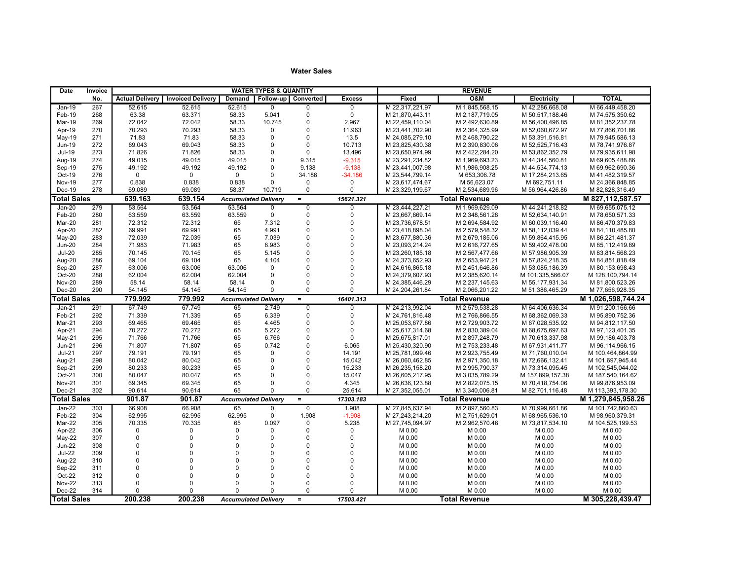# Water Sales

| Date | Invoice No. | WATER TYPES & QUANTITY | | | | | | REVENUE | | | |
|---|---|---|---|---|---|---|---|---|---|---|---|
| | | Actual Delivery | Invoiced Delivery | Demand | Follow-up | Converted | Excess | Fixed | O&M | Electricity | TOTAL |
| Jan-19 | 267 | 52.615 | 52.615 | 52.615 | 0 | 0 | 0 | M 22,317,221.97 | M 1,845,568.15 | M 42,286,668.08 | M 66,449,458.20 |
| Feb-19 | 268 | 63.38 | 63.371 | 58.33 | 5.041 | 0 | 0 | M 21,870,443.11 | M 2,187,719.05 | M 50,517,188.46 | M 74,575,350.62 |
| Mar-19 | 269 | 72.042 | 72.042 | 58.33 | 10.745 | 0 | 2.967 | M 22,459,110.04 | M 2,492,630.89 | M 56,400,496.85 | M 81,352,237.78 |
| Apr-19 | 270 | 70.293 | 70.293 | 58.33 | 0 | 0 | 11.963 | M 23,441,702.90 | M 2,364,325.99 | M 52,060,672.97 | M 77,866,701.86 |
| May-19 | 271 | 71.83 | 71.83 | 58.33 | 0 | 0 | 13.5 | M 24,085,279.10 | M 2,468,790.22 | M 53,391,516.81 | M 79,945,586.13 |
| Jun-19 | 272 | 69.043 | 69.043 | 58.33 | 0 | 0 | 10.713 | M 23,825,430.38 | M 2,390,830.06 | M 52,525,716.43 | M 78,741,976.87 |
| Jul-19 | 273 | 71.826 | 71.826 | 58.33 | 0 | 0 | 13.496 | M 23,650,974.99 | M 2,422,284.20 | M 53,862,352.79 | M 79,935,611.98 |
| Aug-19 | 274 | 49.015 | 49.015 | 49.015 | 0 | 9.315 | -9.315 | M 23,291,234.82 | M 1,969,693.23 | M 44,344,560.81 | M 69,605,488.86 |
| Sep-19 | 275 | 49.192 | 49.192 | 49.192 | 0 | 9.138 | -9.138 | M 23,441,007.98 | M 1,986,908.25 | M 44,534,774.13 | M 69,962,690.36 |
| Oct-19 | 276 | 0 | 0 | 0 | 0 | 34.186 | -34.186 | M 23,544,799.14 | M 653,306.78 | M 17,284,213.65 | M 41,482,319.57 |
| Nov-19 | 277 | 0.838 | 0.838 | 0.838 | 0 | 0 | 0 | M 23,617,474.67 | M 56,623.07 | M 692,751.11 | M 24,366,848.85 |
| Dec-19 | 278 | 69.089 | 69.089 | 58.37 | 10.719 | 0 | 0 | M 23,329,199.67 | M 2,534,689.96 | M 56,964,426.86 | M 82,828,316.49 |
| **Total Sales** | | **639.163** | **639.154** | ***Accumulated Delivery*** | | **=** | ***15621.321*** | | **Total Revenue** | | **M 827,112,587.57** |
| Jan-20 | 279 | 53.564 | 53.564 | 53.564 | 0 | 0 | 0 | M 23,444,227.21 | M 1,969,629.09 | M 44,241,218.82 | M 69,655,075.12 |
| Feb-20 | 280 | 63.559 | 63.559 | 63.559 | 0 | 0 | 0 | M 23,667,869.14 | M 2,348,561.28 | M 52,634,140.91 | M 78,650,571.33 |
| Mar-20 | 281 | 72.312 | 72.312 | 65 | 7.312 | 0 | 0 | M 23,736,678.51 | M 2,694,584.92 | M 60,039,116.40 | M 86,470,379.83 |
| Apr-20 | 282 | 69.991 | 69.991 | 65 | 4.991 | 0 | 0 | M 23,418,898.04 | M 2,579,548.32 | M 58,112,039.44 | M 84,110,485.80 |
| May-20 | 283 | 72.039 | 72.039 | 65 | 7.039 | 0 | 0 | M 23,677,880.36 | M 2,679,185.06 | M 59,864,415.95 | M 86,221,481.37 |
| Jun-20 | 284 | 71.983 | 71.983 | 65 | 6.983 | 0 | 0 | M 23,093,214.24 | M 2,616,727.65 | M 59,402,478.00 | M 85,112,419.89 |
| Jul-20 | 285 | 70.145 | 70.145 | 65 | 5.145 | 0 | 0 | M 23,260,185.18 | M 2,567,477.66 | M 57,986,905.39 | M 83,814,568.23 |
| Aug-20 | 286 | 69.104 | 69.104 | 65 | 4.104 | 0 | 0 | M 24,373,652.93 | M 2,653,947.21 | M 57,824,218.35 | M 84,851,818.49 |
| Sep-20 | 287 | 63.006 | 63.006 | 63.006 | 0 | 0 | 0 | M 24,616,865.18 | M 2,451,646.86 | M 53,085,186.39 | M 80,153,698.43 |
| Oct-20 | 288 | 62.004 | 62.004 | 62.004 | 0 | 0 | 0 | M 24,379,607.93 | M 2,385,620.14 | M 101,335,566.07 | M 128,100,794.14 |
| Nov-20 | 289 | 58.14 | 58.14 | 58.14 | 0 | 0 | 0 | M 24,385,446.29 | M 2,237,145.63 | M 55,177,931.34 | M 81,800,523.26 |
| Dec-20 | 290 | 54.145 | 54.145 | 54.145 | 0 | 0 | 0 | M 24,204,261.84 | M 2,066,201.22 | M 51,386,465.29 | M 77,656,928.35 |
| **Total Sales** | | **779.992** | **779.992** | ***Accumulated Delivery*** | | **=** | ***16401.313*** | | **Total Revenue** | | **M 1,026,598,744.24** |
| Jan-21 | 291 | 67.749 | 67.749 | 65 | 2.749 | 0 | 0 | M 24,213,992.04 | M 2,579,538.28 | M 64,406,636.34 | M 91,200,166.66 |
| Feb-21 | 292 | 71.339 | 71.339 | 65 | 6.339 | 0 | 0 | M 24,761,816.48 | M 2,766,866.55 | M 68,362,069.33 | M 95,890,752.36 |
| Mar-21 | 293 | 69.465 | 69.465 | 65 | 4.465 | 0 | 0 | M 25,053,677.86 | M 2,729,903.72 | M 67,028,535.92 | M 94,812,117.50 |
| Apr-21 | 294 | 70.272 | 70.272 | 65 | 5.272 | 0 | 0 | M 25,617,314.68 | M 2,830,389.04 | M 68,675,697.63 | M 97,123,401.35 |
| May-21 | 295 | 71.766 | 71.766 | 65 | 6.766 | 0 | 0 | M 25,675,817.01 | M 2,897,248.79 | M 70,613,337.98 | M 99,186,403.78 |
| Jun-21 | 296 | 71.807 | 71.807 | 65 | 0.742 | 0 | 6.065 | M 25,430,320.90 | M 2,753,233.48 | M 67,931,411.77 | M 96,114,966.15 |
| Jul-21 | 297 | 79.191 | 79.191 | 65 | 0 | 0 | 14.191 | M 25,781,099.46 | M 2,923,755.49 | M 71,760,010.04 | M 100,464,864.99 |
| Aug-21 | 298 | 80.042 | 80.042 | 65 | 0 | 0 | 15.042 | M 26,060,462.85 | M 2,971,350.18 | M 72,666,132.41 | M 101,697,945.44 |
| Sep-21 | 299 | 80.233 | 80.233 | 65 | 0 | 0 | 15.233 | M 26,235,158.20 | M 2,995,790.37 | M 73,314,095.45 | M 102,545,044.02 |
| Oct-21 | 300 | 80.047 | 80.047 | 65 | 0 | 0 | 15.047 | M 26,605,217.95 | M 3,035,789.29 | M 157,899,157.38 | M 187,540,164.62 |
| Nov-21 | 301 | 69.345 | 69.345 | 65 | 0 | 0 | 4.345 | M 26,636,123.88 | M 2,822,075.15 | M 70,418,754.06 | M 99,876,953.09 |
| Dec-21 | 302 | 90.614 | 90.614 | 65 | 0 | 0 | 25.614 | M 27,352,055.01 | M 3,340,006.81 | M 82,701,116.48 | M 113,393,178.30 |
| **Total Sales** | | **901.87** | **901.87** | ***Accumulated Delivery*** | | **=** | ***17303.183*** | | **Total Revenue** | | **M 1,279,845,958.26** |
| Jan-22 | 303 | 66.908 | 66.908 | 65 | 0 | 0 | 1.908 | M 27,845,637.94 | M 2,897,560.83 | M 70,999,661.86 | M 101,742,860.63 |
| Feb-22 | 304 | 62.995 | 62.995 | 62.995 | 0 | 1.908 | -1.908 | M 27,243,214.20 | M 2,751,629.01 | M 68,965,536.10 | M 98,960,379.31 |
| Mar-22 | 305 | 70.335 | 70.335 | 65 | 0.097 | 0 | 5.238 | M 27,745,094.97 | M 2,962,570.46 | M 73,817,534.10 | M 104,525,199.53 |
| Apr-22 | 306 | 0 | 0 | 0 | 0 | 0 | 0 | M 0.00 | M 0.00 | M 0.00 | M 0.00 |
| May-22 | 307 | 0 | 0 | 0 | 0 | 0 | 0 | M 0.00 | M 0.00 | M 0.00 | M 0.00 |
| Jun-22 | 308 | 0 | 0 | 0 | 0 | 0 | 0 | M 0.00 | M 0.00 | M 0.00 | M 0.00 |
| Jul-22 | 309 | 0 | 0 | 0 | 0 | 0 | 0 | M 0.00 | M 0.00 | M 0.00 | M 0.00 |
| Aug-22 | 310 | 0 | 0 | 0 | 0 | 0 | 0 | M 0.00 | M 0.00 | M 0.00 | M 0.00 |
| Sep-22 | 311 | 0 | 0 | 0 | 0 | 0 | 0 | M 0.00 | M 0.00 | M 0.00 | M 0.00 |
| Oct-22 | 312 | 0 | 0 | 0 | 0 | 0 | 0 | M 0.00 | M 0.00 | M 0.00 | M 0.00 |
| Nov-22 | 313 | 0 | 0 | 0 | 0 | 0 | 0 | M 0.00 | M 0.00 | M 0.00 | M 0.00 |
| Dec-22 | 314 | 0 | 0 | 0 | 0 | 0 | 0 | M 0.00 | M 0.00 | M 0.00 | M 0.00 |
| **Total Sales** | | **200.238** | **200.238** | ***Accumulated Delivery*** | | **=** | ***17503.421*** | | **Total Revenue** | | **M 305,228,439.47** |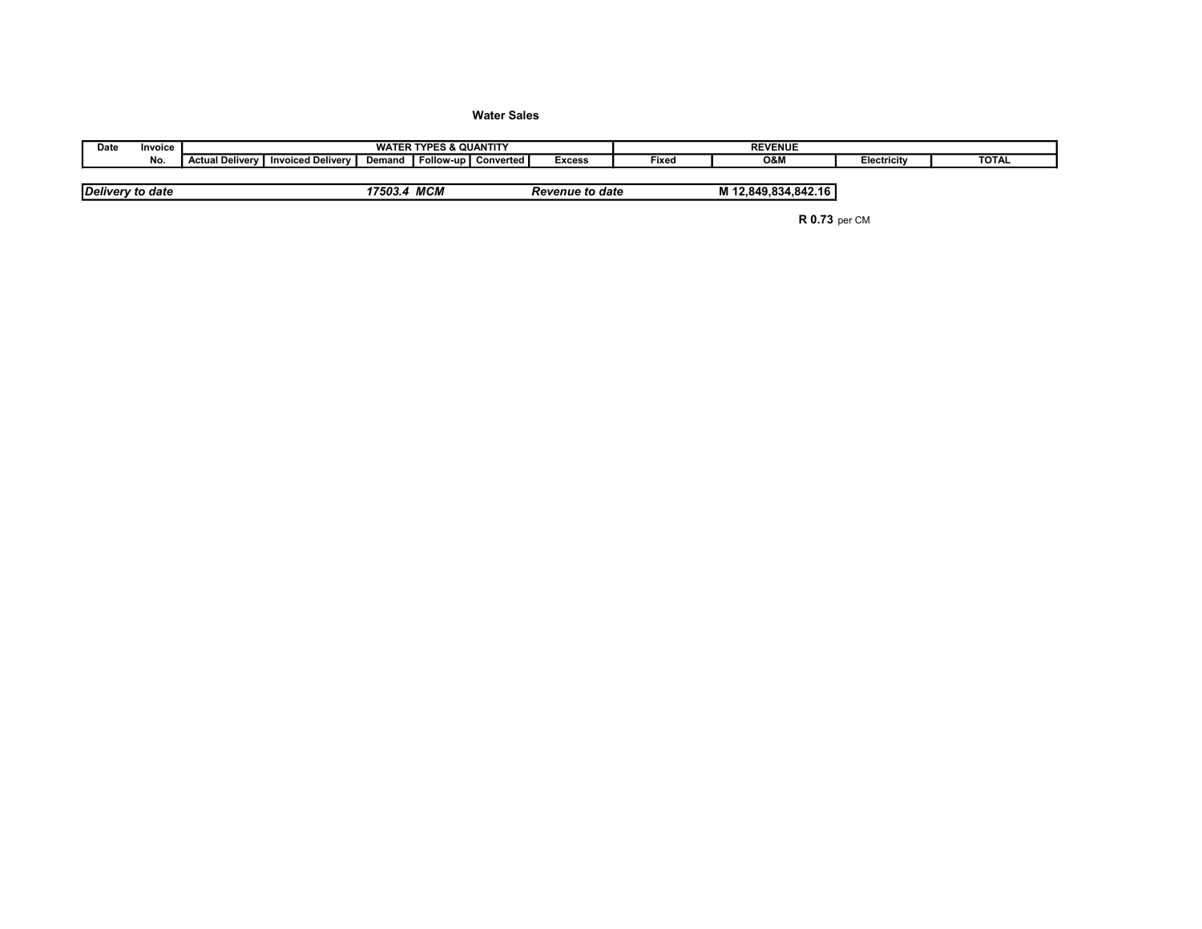**Water Sales**

| Date | Invoice | WATER TYPES & QUANTITY | | | | | | REVENUE | | | |
|---|---|---|---|---|---|---|---|---|---|---|---|
| | No. | Actual Delivery | Invoiced Delivery | Demand | Follow-up | Converted | Excess | Fixed | O&M | Electricity | TOTAL |

***Delivery to date*** ***17503.4 MCM*** ***Revenue to date*** **M 12,849,834,842.16**

**R 0.73** per CM